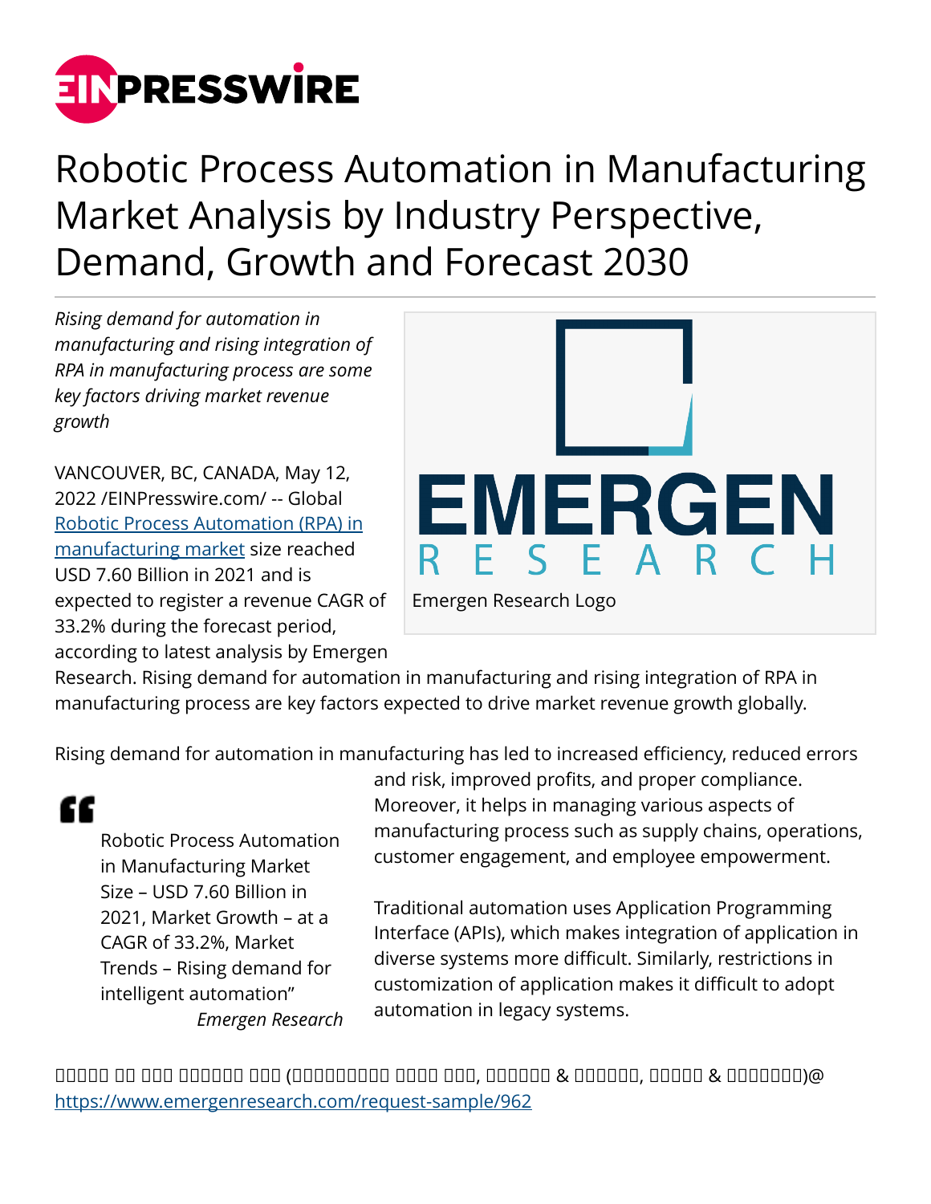# Robotic Process Automation in Manufacturing Market Analysis by Industry Perspective, Demand, Growth and Forecast 2030

*Rising demand for automation in manufacturing and rising integration of RPA in manufacturing process are some key factors driving market revenue growth*

Emergen Research Logo

VANCOUVER, BC, CANADA, May 12, 2022 /EINPresswire.com/ -- Global [Robotic Process Automation (RPA) in manufacturing market](https://www.emergenresearch.com/industry-report/robotic-process-automation-in-manufacturing-market) size reached USD 7.60 Billion in 2021 and is expected to register a revenue CAGR of 33.2% during the forecast period, according to latest analysis by Emergen Research. Rising demand for automation in manufacturing and rising integration of RPA in manufacturing process are key factors expected to drive market revenue growth globally.

> Robotic Process Automation in Manufacturing Market Size – USD 7.60 Billion in 2021, Market Growth – at a CAGR of 33.2%, Market Trends – Rising demand for intelligent automation"
>
> *Emergen Research*

Rising demand for automation in manufacturing has led to increased efficiency, reduced errors and risk, improved profits, and proper compliance. Moreover, it helps in managing various aspects of manufacturing process such as supply chains, operations, customer engagement, and employee empowerment.

Traditional automation uses Application Programming Interface (APIs), which makes integration of application in diverse systems more difficult. Similarly, restrictions in customization of application makes it difficult to adopt automation in legacy systems.

□□□□□ □□ □□□ □□□□□□ □□□ (□□□□□□□□□ □□□□ □□□, □□□□□□ & □□□□□□, □□□□□ & □□□□□□□□)@ https://www.emergenresearch.com/request-sample/962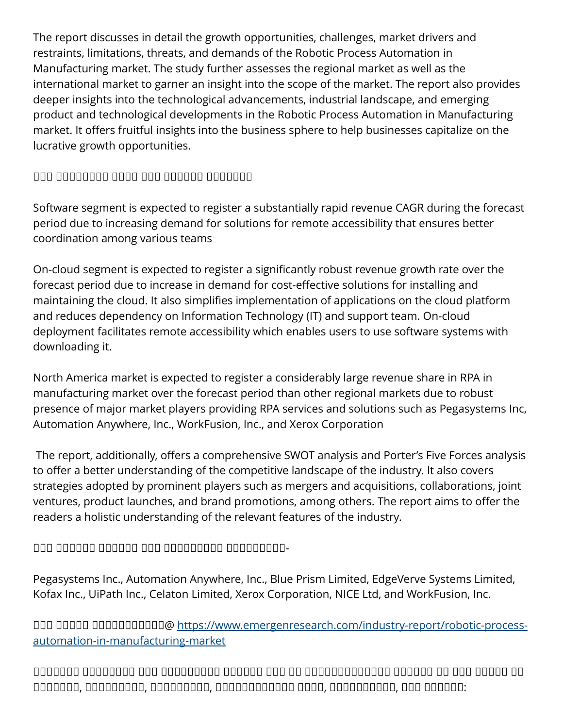The report discusses in detail the growth opportunities, challenges, market drivers and restraints, limitations, threats, and demands of the Robotic Process Automation in Manufacturing market. The study further assesses the regional market as well as the international market to garner an insight into the scope of the market. The report also provides deeper insights into the technological advancements, industrial landscape, and emerging product and technological developments in the Robotic Process Automation in Manufacturing market. It offers fruitful insights into the business sphere to help businesses capitalize on the lucrative growth opportunities.

□□□ □□□□□□□□□ □□□□ □□□ □□□□□□□ □□□□□□□□

Software segment is expected to register a substantially rapid revenue CAGR during the forecast period due to increasing demand for solutions for remote accessibility that ensures better coordination among various teams

On-cloud segment is expected to register a significantly robust revenue growth rate over the forecast period due to increase in demand for cost-effective solutions for installing and maintaining the cloud. It also simplifies implementation of applications on the cloud platform and reduces dependency on Information Technology (IT) and support team. On-cloud deployment facilitates remote accessibility which enables users to use software systems with downloading it.

North America market is expected to register a considerably large revenue share in RPA in manufacturing market over the forecast period than other regional markets due to robust presence of major market players providing RPA services and solutions such as Pegasystems Inc, Automation Anywhere, Inc., WorkFusion, Inc., and Xerox Corporation

The report, additionally, offers a comprehensive SWOT analysis and Porter's Five Forces analysis to offer a better understanding of the competitive landscape of the industry. It also covers strategies adopted by prominent players such as mergers and acquisitions, collaborations, joint ventures, product launches, and brand promotions, among others. The report aims to offer the readers a holistic understanding of the relevant features of the industry.

□□□ □□□□□□□ □□□□□□□ □□□ □□□□□□□□□□ □□□□□□□□□□-

Pegasystems Inc., Automation Anywhere, Inc., Blue Prism Limited, EdgeVerve Systems Limited, Kofax Inc., UiPath Inc., Celaton Limited, Xerox Corporation, NICE Ltd, and WorkFusion, Inc.

□□□ □□□□□□ □□□□□□□□□□□□@ https://www.emergenresearch.com/industry-report/robotic-process-automation-in-manufacturing-market

□□□□□□□□ □□□□□□□□□ □□□ □□□□□□□□□□ □□□□□□□ □□□ □□ □□□□□□□□□□□□□□ □□□□□□□ □□ □□□□ □□□□□□ □□ □□□□□□□, □□□□□□□□□□, □□□□□□□□□□, □□□□□□□□□□□□□ □□□□□, □□□□□□□□□□□, □□□ □□□□□□: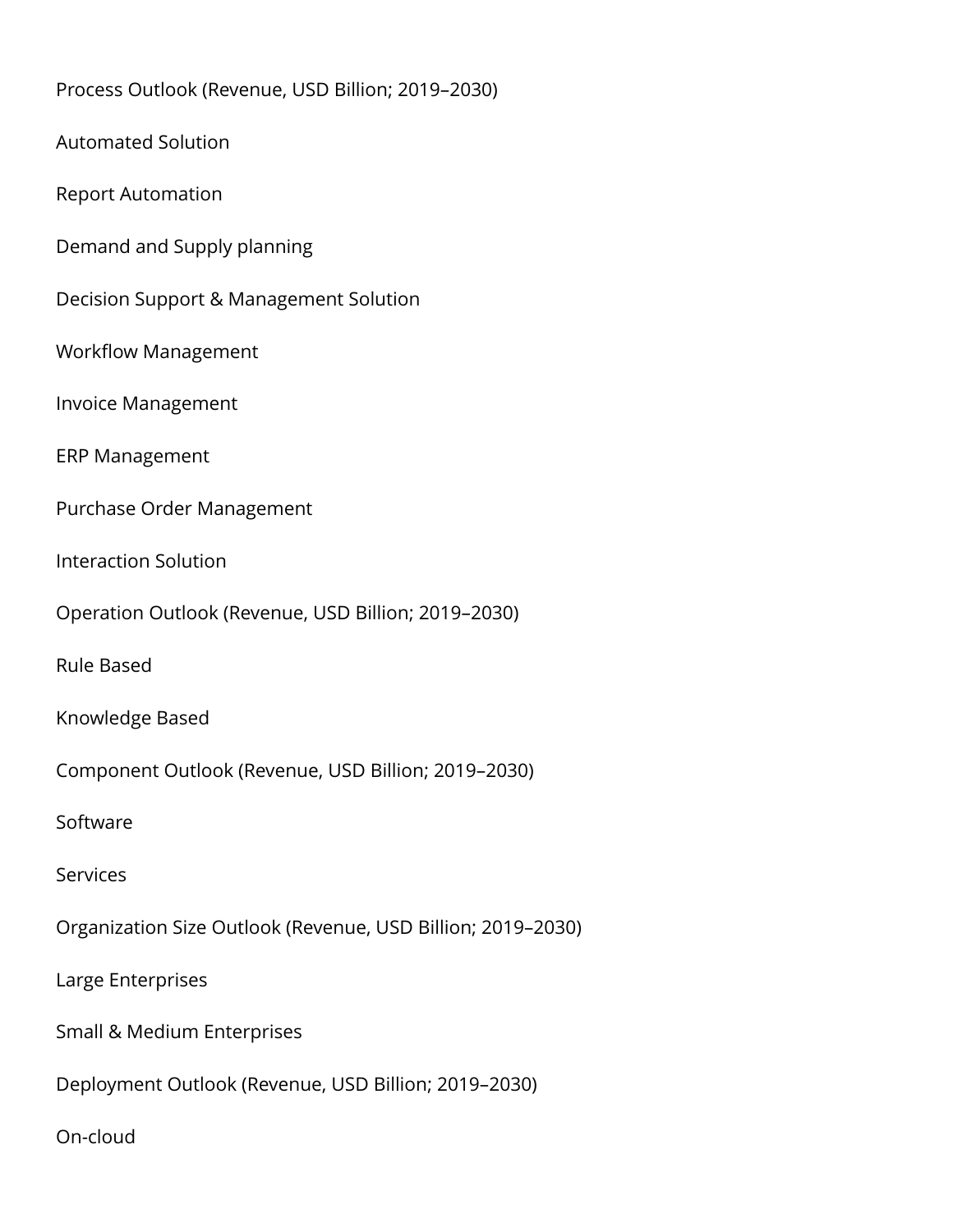Process Outlook (Revenue, USD Billion; 2019–2030)

Automated Solution

Report Automation

Demand and Supply planning

Decision Support & Management Solution

Workflow Management

Invoice Management

ERP Management

Purchase Order Management

Interaction Solution

Operation Outlook (Revenue, USD Billion; 2019–2030)

Rule Based

Knowledge Based

Component Outlook (Revenue, USD Billion; 2019–2030)

Software

Services

Organization Size Outlook (Revenue, USD Billion; 2019–2030)

Large Enterprises

Small & Medium Enterprises

Deployment Outlook (Revenue, USD Billion; 2019–2030)

On-cloud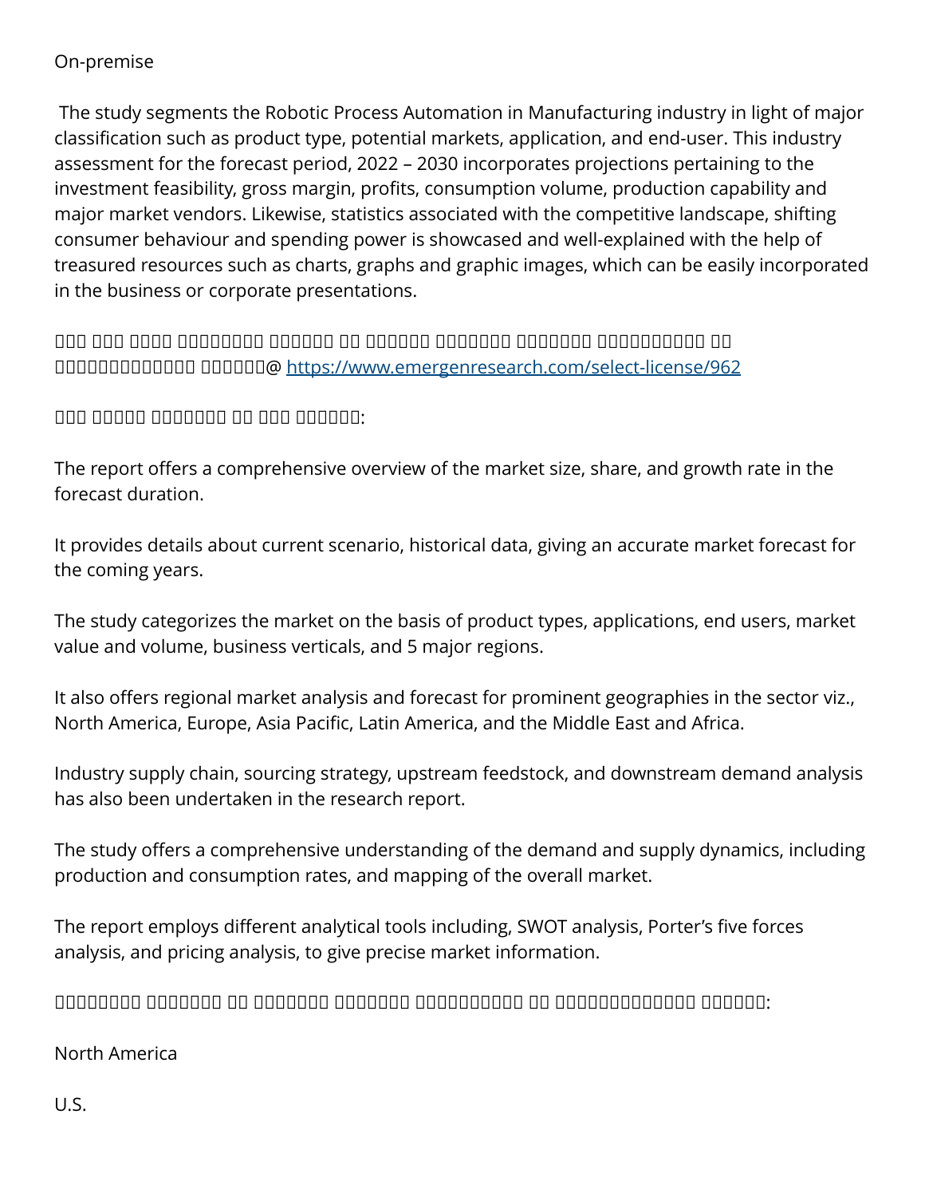On-premise

The study segments the Robotic Process Automation in Manufacturing industry in light of major classification such as product type, potential markets, application, and end-user. This industry assessment for the forecast period, 2022 – 2030 incorporates projections pertaining to the investment feasibility, gross margin, profits, consumption volume, production capability and major market vendors. Likewise, statistics associated with the competitive landscape, shifting consumer behaviour and spending power is showcased and well-explained with the help of treasured resources such as charts, graphs and graphic images, which can be easily incorporated in the business or corporate presentations.

□□□ □□□ □□□□□ □□□□□□□□□ □□□□□□ □□ □□□□□□ □□□□□□□□ □□□□□□□□ □□□□□□□□□□□ □□ □□□□□□□□□□□□□ □□□□□□@ https://www.emergenresearch.com/select-license/962

□□□ □□□□□ □□□□□□□□ □□ □□□ □□□□□□□:

The report offers a comprehensive overview of the market size, share, and growth rate in the forecast duration.

It provides details about current scenario, historical data, giving an accurate market forecast for the coming years.

The study categorizes the market on the basis of product types, applications, end users, market value and volume, business verticals, and 5 major regions.

It also offers regional market analysis and forecast for prominent geographies in the sector viz., North America, Europe, Asia Pacific, Latin America, and the Middle East and Africa.

Industry supply chain, sourcing strategy, upstream feedstock, and downstream demand analysis has also been undertaken in the research report.

The study offers a comprehensive understanding of the demand and supply dynamics, including production and consumption rates, and mapping of the overall market.

The report employs different analytical tools including, SWOT analysis, Porter's five forces analysis, and pricing analysis, to give precise market information.

□□□□□□□□□ □□□□□□□□ □□ □□□□□□□□ □□□□□□□□ □□□□□□□□□□□ □□ □□□□□□□□□□□□□ □□□□□□:

North America

U.S.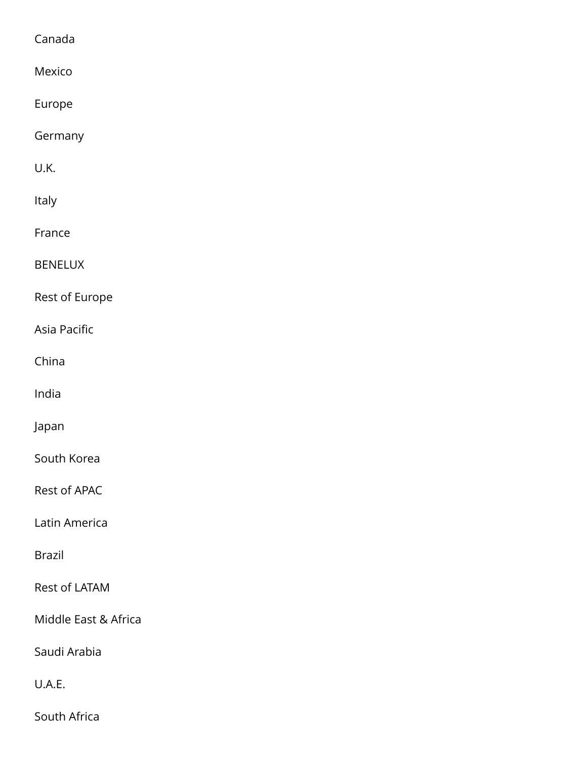Canada

Mexico

Europe

Germany

U.K.

Italy

France

BENELUX

Rest of Europe

Asia Pacific

China

India

Japan

South Korea

Rest of APAC

Latin America

Brazil

Rest of LATAM

Middle East & Africa

Saudi Arabia

U.A.E.

South Africa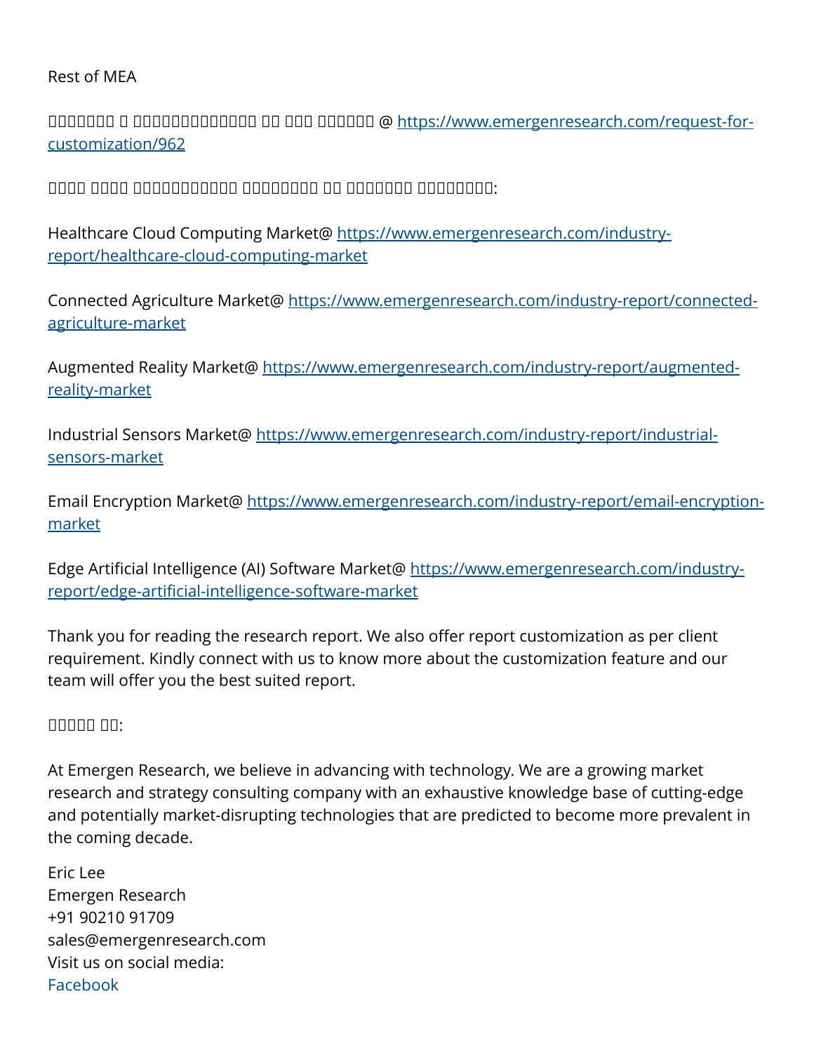Rest of MEA

□□□□□□□□ □ □□□□□□□□□□□□□□ □□ □□□ □□□□□□ @ https://www.emergenresearch.com/request-for-customization/962

□□□□ □□□□ □□□□□□□□□□□□ □□□□□□□□□ □□ □□□□□□□□ □□□□□□□□□:

Healthcare Cloud Computing Market@ https://www.emergenresearch.com/industry-report/healthcare-cloud-computing-market

Connected Agriculture Market@ https://www.emergenresearch.com/industry-report/connected-agriculture-market

Augmented Reality Market@ https://www.emergenresearch.com/industry-report/augmented-reality-market

Industrial Sensors Market@ https://www.emergenresearch.com/industry-report/industrial-sensors-market

Email Encryption Market@ https://www.emergenresearch.com/industry-report/email-encryption-market

Edge Artificial Intelligence (AI) Software Market@ https://www.emergenresearch.com/industry-report/edge-artificial-intelligence-software-market

Thank you for reading the research report. We also offer report customization as per client requirement. Kindly connect with us to know more about the customization feature and our team will offer you the best suited report.

□□□□□ □□:

At Emergen Research, we believe in advancing with technology. We are a growing market research and strategy consulting company with an exhaustive knowledge base of cutting-edge and potentially market-disrupting technologies that are predicted to become more prevalent in the coming decade.

Eric Lee
Emergen Research
+91 90210 91709
sales@emergenresearch.com
Visit us on social media:
Facebook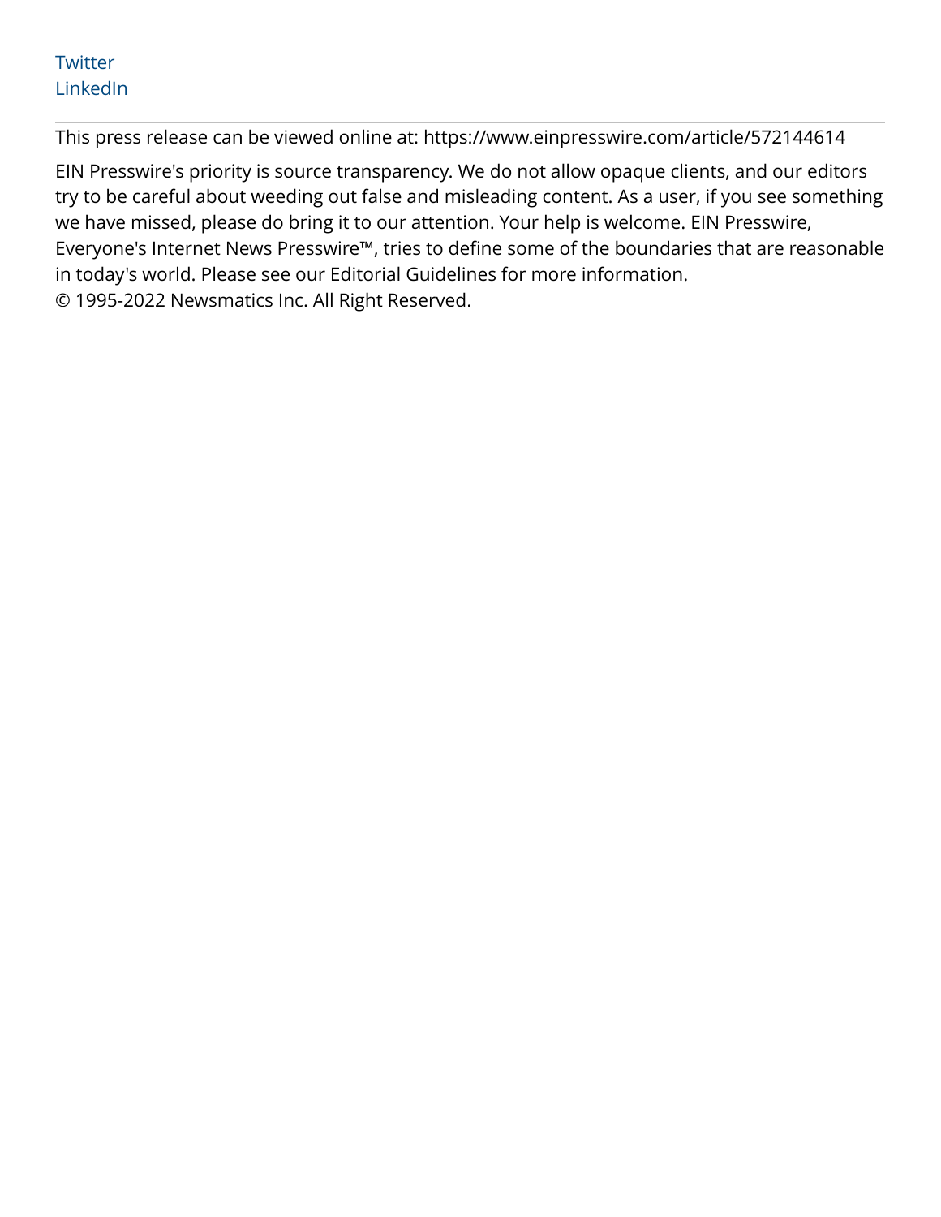Twitter
LinkedIn

---

This press release can be viewed online at: https://www.einpresswire.com/article/572144614

EIN Presswire's priority is source transparency. We do not allow opaque clients, and our editors try to be careful about weeding out false and misleading content. As a user, if you see something we have missed, please do bring it to our attention. Your help is welcome. EIN Presswire, Everyone's Internet News Presswire™, tries to define some of the boundaries that are reasonable in today's world. Please see our Editorial Guidelines for more information.
© 1995-2022 Newsmatics Inc. All Right Reserved.